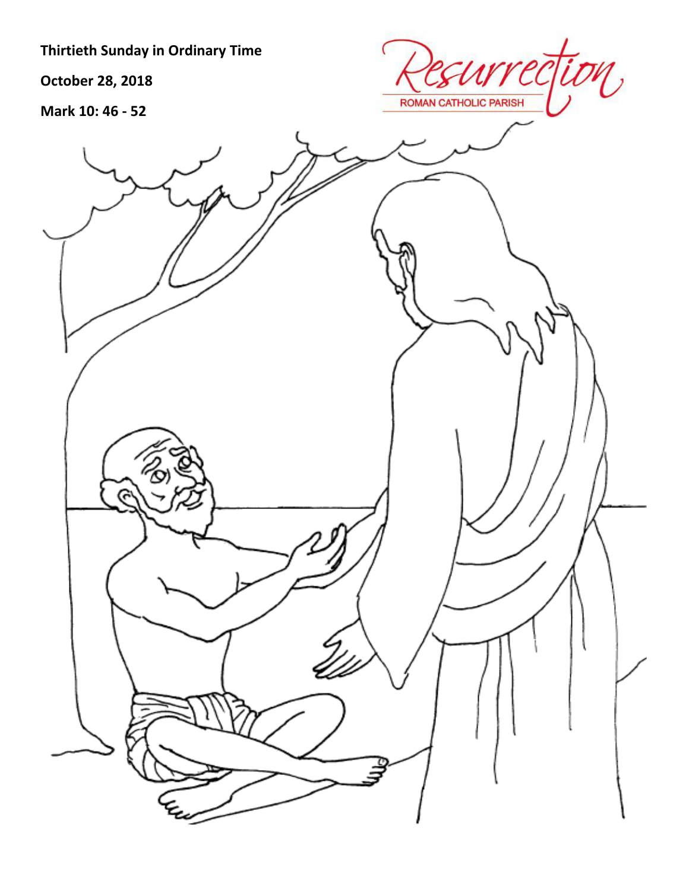**Thirtieth Sunday in Ordinary Time**

**October 28, 2018**

**Mark 10: 46 - 52**

Resurrection
ROMAN CATHOLIC PARISH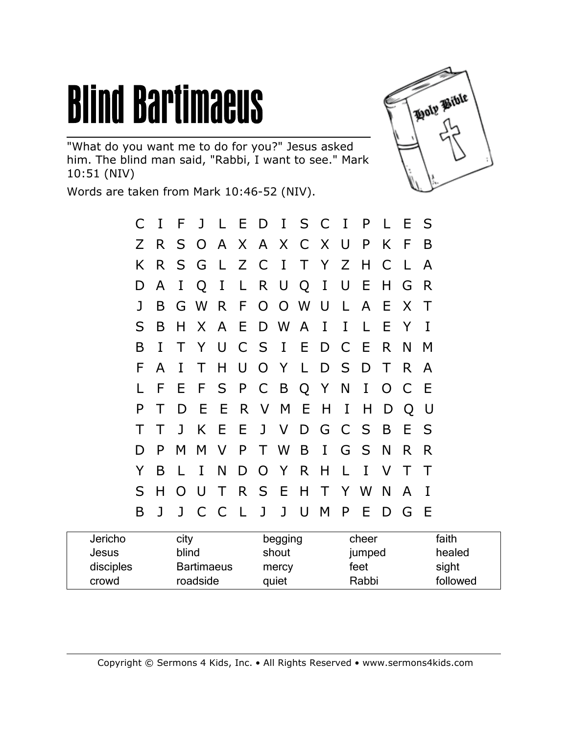# Blind Bartimaeus

"What do you want me to do for you?" Jesus asked him. The blind man said, "Rabbi, I want to see." Mark 10:51 (NIV)

Words are taken from Mark 10:46-52 (NIV).

```
C I F J L E D I S C I P L E S
Z R S O A X A X C X U P K F B
K R S G L Z C I T Y Z H C L A
D A I Q I L R U Q I U E H G R
J B G W R F O O W U L A E X T
S B H X A E D W A I I L E Y I
B I T Y U C S I E D C E R N M
F A I T H U O Y L D S D T R A
L F E F S P C B Q Y N I O C E
P T D E E R V M E H I H D Q U
T T J K E E J V D G C S B E S
D P M M V P T W B I G S N R R
Y B L I N D O Y R H L I V T T
S H O U T R S E H T Y W N A I
B J J C C L J J U M P E D G E
```

| | | | | |
|---|---|---|---|---|
| Jericho | city | begging | cheer | faith |
| Jesus | blind | shout | jumped | healed |
| disciples | Bartimaeus | mercy | feet | sight |
| crowd | roadside | quiet | Rabbi | followed |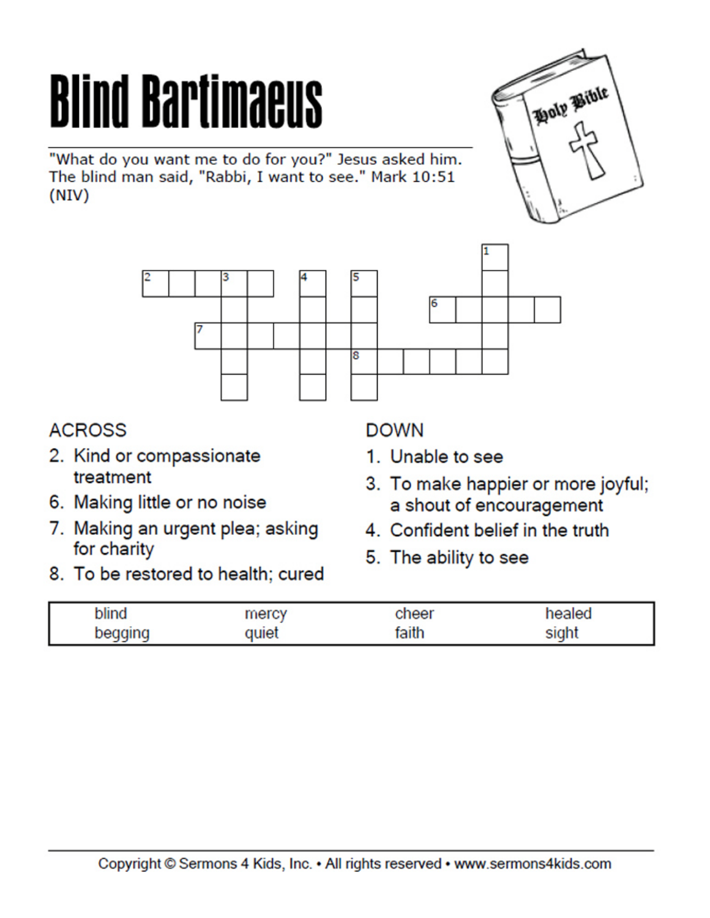# Blind Bartimaeus

"What do you want me to do for you?" Jesus asked him. The blind man said, "Rabbi, I want to see." Mark 10:51 (NIV)

## ACROSS

2. Kind or compassionate treatment
6. Making little or no noise
7. Making an urgent plea; asking for charity
8. To be restored to health; cured

## DOWN

1. Unable to see
3. To make happier or more joyful; a shout of encouragement
4. Confident belief in the truth
5. The ability to see

| blind | mercy | cheer | healed |
|---|---|---|---|
| begging | quiet | faith | sight |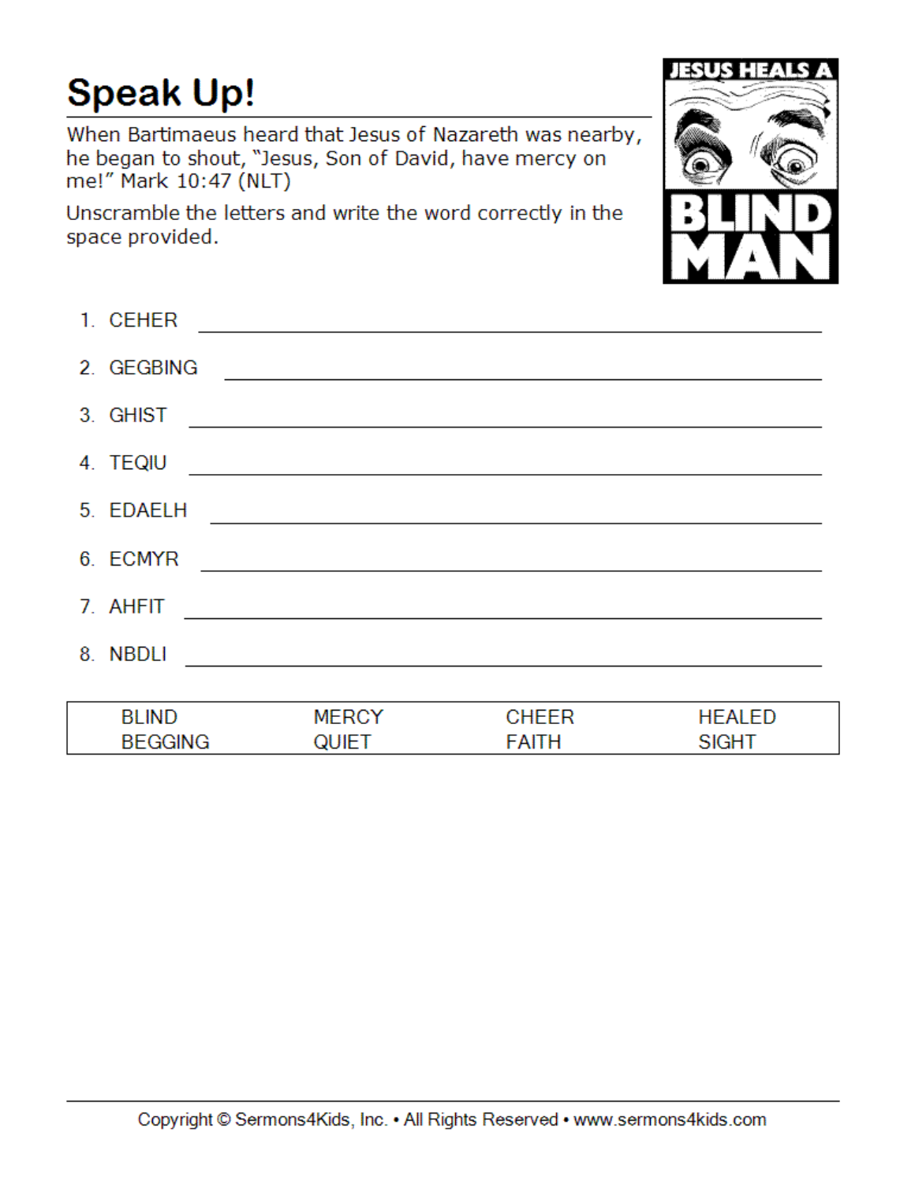# Speak Up!

When Bartimaeus heard that Jesus of Nazareth was nearby, he began to shout, "Jesus, Son of David, have mercy on me!" Mark 10:47 (NLT)

Unscramble the letters and write the word correctly in the space provided.

JESUS HEALS A BLIND MAN

1. CEHER ____________________
2. GEGBING ____________________
3. GHIST ____________________
4. TEQIU ____________________
5. EDAELH ____________________
6. ECMYR ____________________
7. AHFIT ____________________
8. NBDLI ____________________

| | | | |
|---|---|---|---|
| BLIND | MERCY | CHEER | HEALED |
| BEGGING | QUIET | FAITH | SIGHT |

Copyright © Sermons4Kids, Inc. • All Rights Reserved • www.sermons4kids.com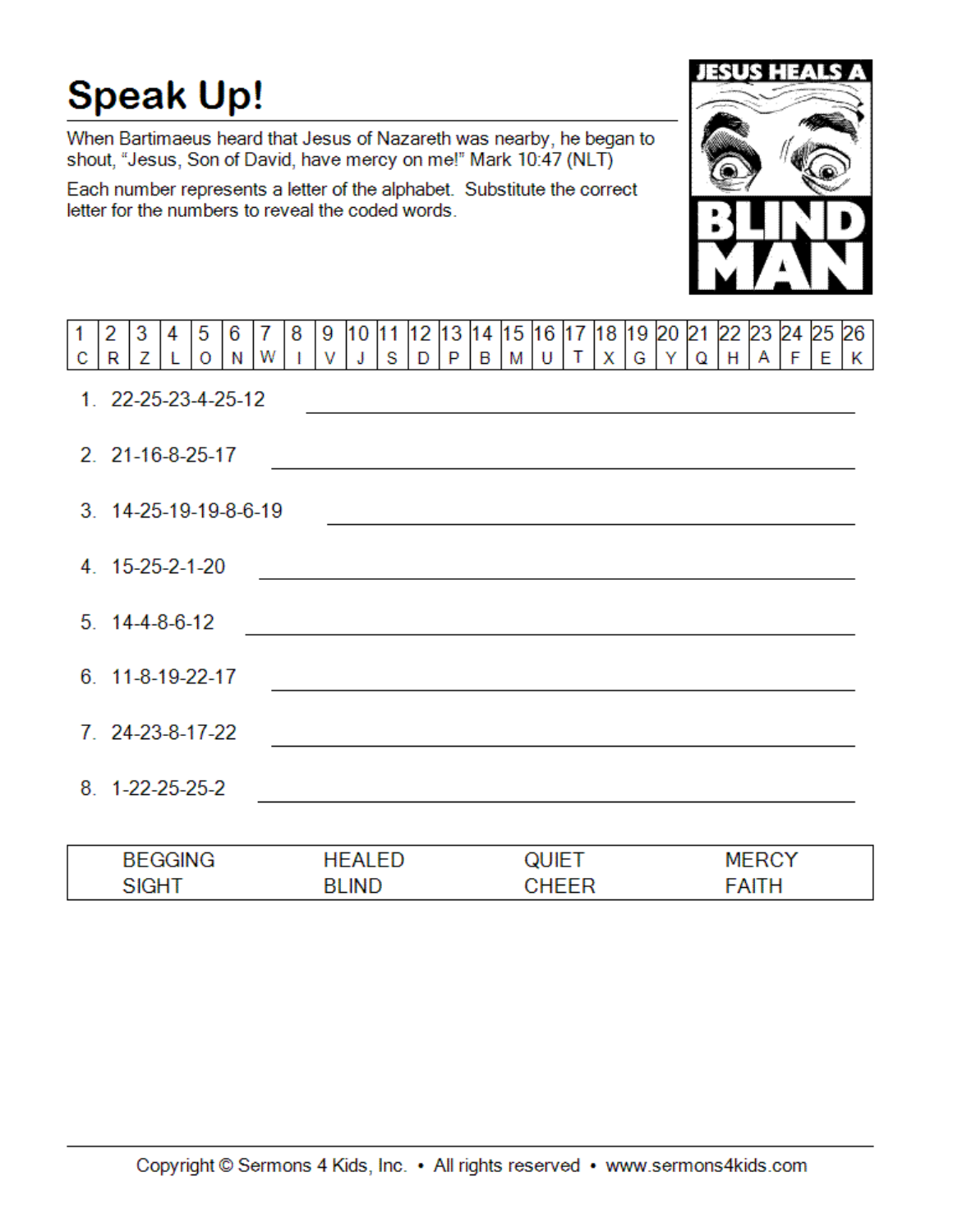# Speak Up!

JESUS HEALS A BLIND MAN

When Bartimaeus heard that Jesus of Nazareth was nearby, he began to shout, "Jesus, Son of David, have mercy on me!" Mark 10:47 (NLT)

Each number represents a letter of the alphabet. Substitute the correct letter for the numbers to reveal the coded words.

| 1 | 2 | 3 | 4 | 5 | 6 | 7 | 8 | 9 | 10 | 11 | 12 | 13 | 14 | 15 | 16 | 17 | 18 | 19 | 20 | 21 | 22 | 23 | 24 | 25 | 26 |
|---|---|---|---|---|---|---|---|---|---|---|---|---|---|---|---|---|---|---|---|---|---|---|---|---|---|
| C | R | Z | L | O | N | W | I | V | J | S | D | P | B | M | U | T | X | G | Y | Q | H | A | F | E | K |

1. 22-25-23-4-25-12 ____________________

2. 21-16-8-25-17 ____________________

3. 14-25-19-19-8-6-19 ____________________

4. 15-25-2-1-20 ____________________

5. 14-4-8-6-12 ____________________

6. 11-8-19-22-17 ____________________

7. 24-23-8-17-22 ____________________

8. 1-22-25-25-2 ____________________

| | | | |
|---|---|---|---|
| BEGGING | HEALED | QUIET | MERCY |
| SIGHT | BLIND | CHEER | FAITH |

Copyright © Sermons 4 Kids, Inc. • All rights reserved • www.sermons4kids.com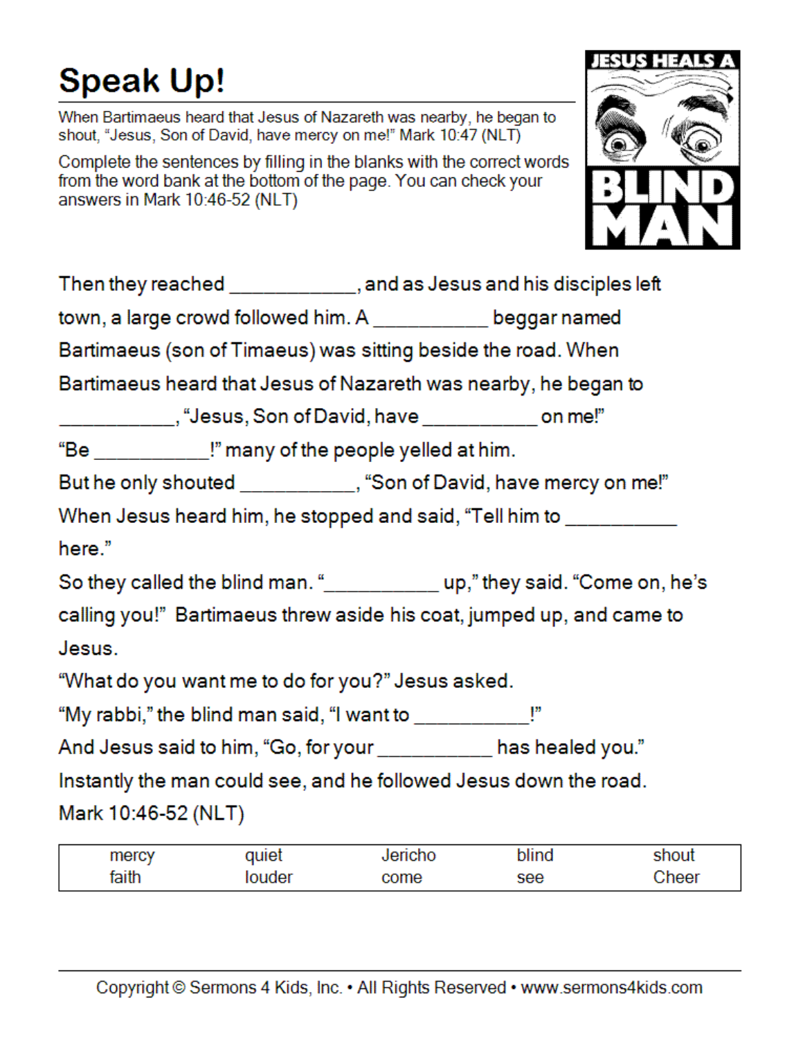# Speak Up!

When Bartimaeus heard that Jesus of Nazareth was nearby, he began to shout, "Jesus, Son of David, have mercy on me!" Mark 10:47 (NLT)

Complete the sentences by filling in the blanks with the correct words from the word bank at the bottom of the page. You can check your answers in Mark 10:46-52 (NLT)

JESUS HEALS A BLIND MAN

Then they reached ____________, and as Jesus and his disciples left town, a large crowd followed him. A ___________ beggar named Bartimaeus (son of Timaeus) was sitting beside the road. When Bartimaeus heard that Jesus of Nazareth was nearby, he began to ___________, "Jesus, Son of David, have ___________ on me!"

"Be ___________!" many of the people yelled at him.

But he only shouted ___________, "Son of David, have mercy on me!"

When Jesus heard him, he stopped and said, "Tell him to ___________ here."

So they called the blind man. "___________ up," they said. "Come on, he's calling you!" Bartimaeus threw aside his coat, jumped up, and came to Jesus.

"What do you want me to do for you?" Jesus asked.

"My rabbi," the blind man said, "I want to ___________!"

And Jesus said to him, "Go, for your ___________ has healed you."

Instantly the man could see, and he followed Jesus down the road.

Mark 10:46-52 (NLT)

| | | | | |
|---|---|---|---|---|
| mercy | quiet | Jericho | blind | shout |
| faith | louder | come | see | Cheer |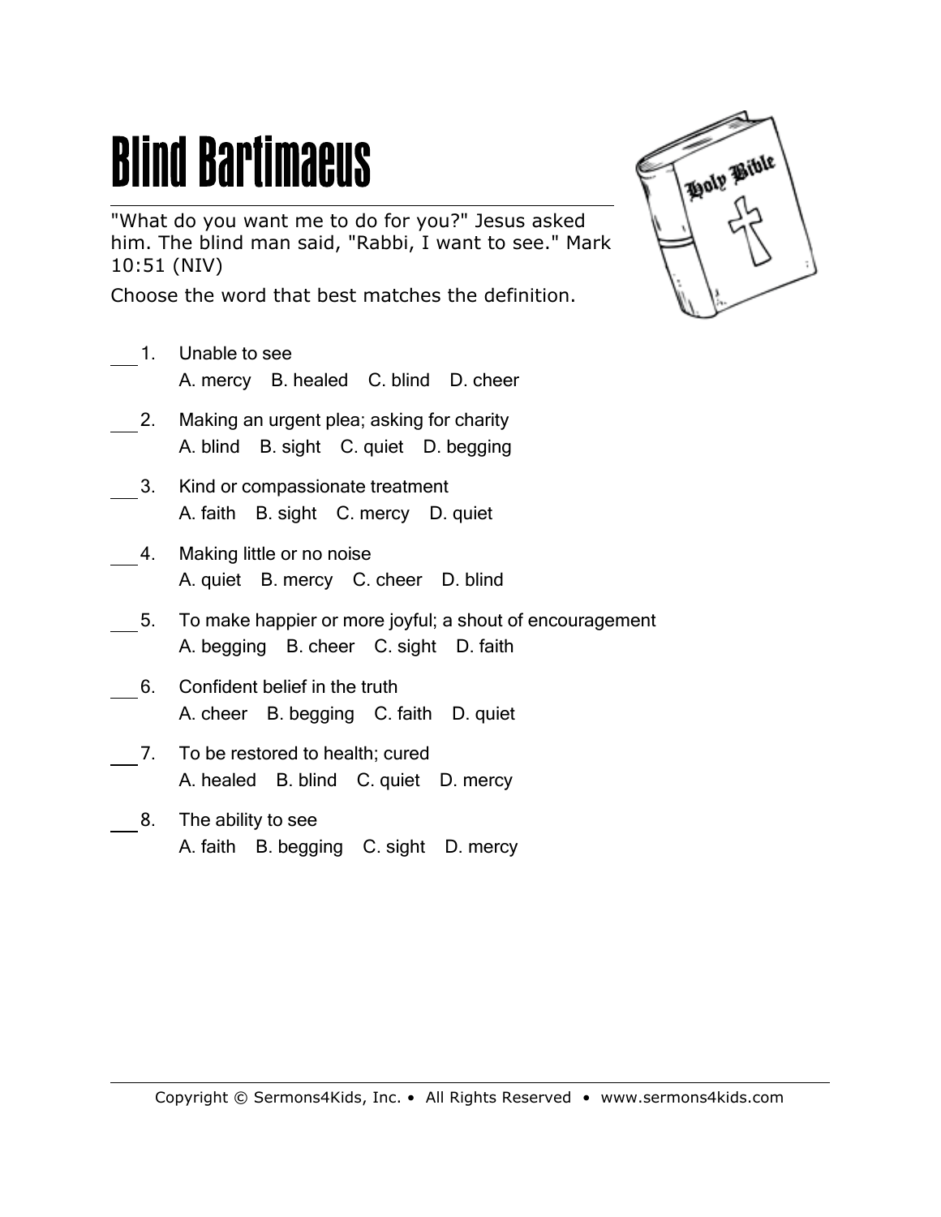# Blind Bartimaeus

"What do you want me to do for you?" Jesus asked him. The blind man said, "Rabbi, I want to see." Mark 10:51 (NIV)

Choose the word that best matches the definition.

___ 1. Unable to see
A. mercy B. healed C. blind D. cheer

___ 2. Making an urgent plea; asking for charity
A. blind B. sight C. quiet D. begging

___ 3. Kind or compassionate treatment
A. faith B. sight C. mercy D. quiet

___ 4. Making little or no noise
A. quiet B. mercy C. cheer D. blind

___ 5. To make happier or more joyful; a shout of encouragement
A. begging B. cheer C. sight D. faith

___ 6. Confident belief in the truth
A. cheer B. begging C. faith D. quiet

___ 7. To be restored to health; cured
A. healed B. blind C. quiet D. mercy

___ 8. The ability to see
A. faith B. begging C. sight D. mercy

Copyright © Sermons4Kids, Inc. • All Rights Reserved • www.sermons4kids.com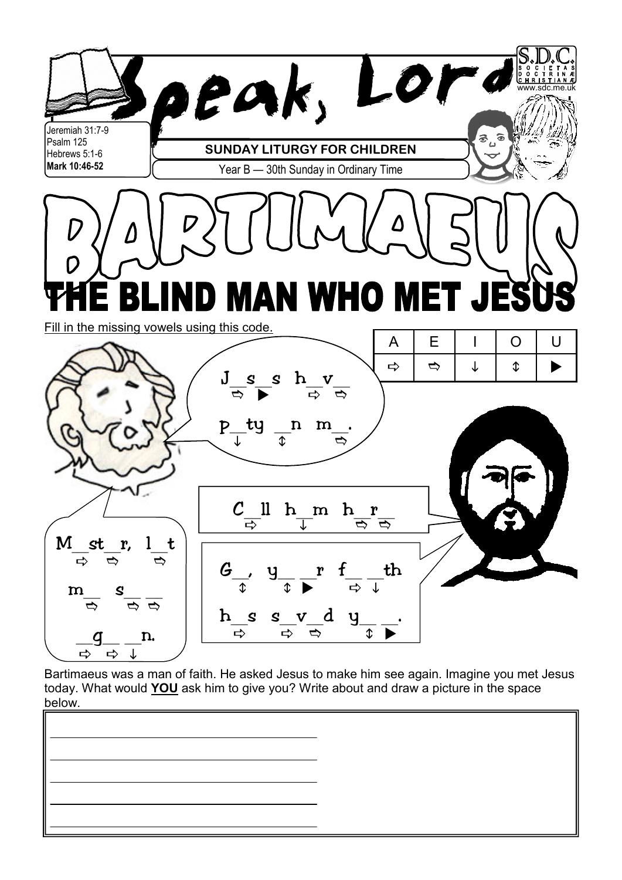# Speak, Lord

S.D.C. SOCIETAS DOCTRINÆ CHRISTIANÆ
www.sdc.me.uk

Jeremiah 31:7-9
Psalm 125
Hebrews 5:1-6
**Mark 10:46-52**

**SUNDAY LITURGY FOR CHILDREN**

Year B — 30th Sunday in Ordinary Time

# BARTIMAEUS

# THE BLIND MAN WHO MET JESUS

Fill in the missing vowels using this code.

| A | E | I | O | U |
|---|---|---|---|---|
| ⇨ | ⇨ | ↓ | ↕ | ▶ |

J_s_s h_v_ p_ty _n m_.

C_ll h_m h_r_

M_st_r, l_t m_ s_ _ _g_ _n.

G_, y_ _r f_ _th h_s s_v_d y_ _.

Bartimaeus was a man of faith. He asked Jesus to make him see again. Imagine you met Jesus today. What would **YOU** ask him to give you? Write about and draw a picture in the space below.

______________________________________

______________________________________

______________________________________

______________________________________

______________________________________